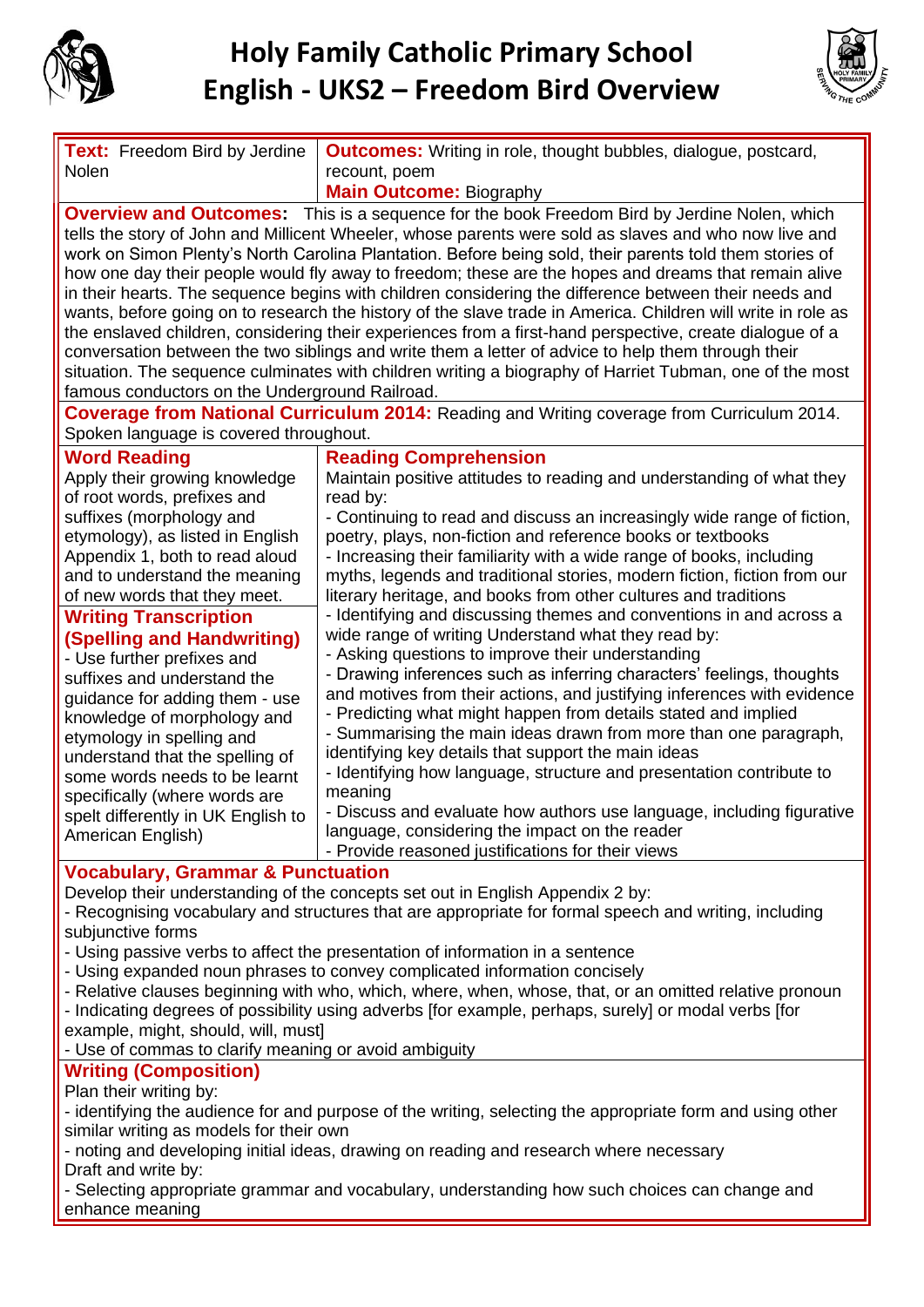# Holy Family Catholic Primary School
# English - UKS2 – Freedom Bird Overview

| **Text:** Freedom Bird by Jerdine Nolen | **Outcomes:** Writing in role, thought bubbles, dialogue, postcard, recount, poem<br>**Main Outcome:** Biography |
|---|---|

**Overview and Outcomes:** This is a sequence for the book Freedom Bird by Jerdine Nolen, which tells the story of John and Millicent Wheeler, whose parents were sold as slaves and who now live and work on Simon Plenty's North Carolina Plantation. Before being sold, their parents told them stories of how one day their people would fly away to freedom; these are the hopes and dreams that remain alive in their hearts. The sequence begins with children considering the difference between their needs and wants, before going on to research the history of the slave trade in America. Children will write in role as the enslaved children, considering their experiences from a first-hand perspective, create dialogue of a conversation between the two siblings and write them a letter of advice to help them through their situation. The sequence culminates with children writing a biography of Harriet Tubman, one of the most famous conductors on the Underground Railroad.

**Coverage from National Curriculum 2014:** Reading and Writing coverage from Curriculum 2014. Spoken language is covered throughout.

| **Word Reading** | **Reading Comprehension** |
|---|---|
| Apply their growing knowledge of root words, prefixes and suffixes (morphology and etymology), as listed in English Appendix 1, both to read aloud and to understand the meaning of new words that they meet.<br>**Writing Transcription (Spelling and Handwriting)**<br>- Use further prefixes and suffixes and understand the guidance for adding them - use knowledge of morphology and etymology in spelling and understand that the spelling of some words needs to be learnt specifically (where words are spelt differently in UK English to American English) | Maintain positive attitudes to reading and understanding of what they read by:<br>- Continuing to read and discuss an increasingly wide range of fiction, poetry, plays, non-fiction and reference books or textbooks<br>- Increasing their familiarity with a wide range of books, including myths, legends and traditional stories, modern fiction, fiction from our literary heritage, and books from other cultures and traditions<br>- Identifying and discussing themes and conventions in and across a wide range of writing Understand what they read by:<br>- Asking questions to improve their understanding<br>- Drawing inferences such as inferring characters' feelings, thoughts and motives from their actions, and justifying inferences with evidence<br>- Predicting what might happen from details stated and implied<br>- Summarising the main ideas drawn from more than one paragraph, identifying key details that support the main ideas<br>- Identifying how language, structure and presentation contribute to meaning<br>- Discuss and evaluate how authors use language, including figurative language, considering the impact on the reader<br>- Provide reasoned justifications for their views |

**Vocabulary, Grammar & Punctuation**

Develop their understanding of the concepts set out in English Appendix 2 by:
- Recognising vocabulary and structures that are appropriate for formal speech and writing, including subjunctive forms
- Using passive verbs to affect the presentation of information in a sentence
- Using expanded noun phrases to convey complicated information concisely
- Relative clauses beginning with who, which, where, when, whose, that, or an omitted relative pronoun
- Indicating degrees of possibility using adverbs [for example, perhaps, surely] or modal verbs [for example, might, should, will, must]
- Use of commas to clarify meaning or avoid ambiguity

**Writing (Composition)**

Plan their writing by:
- identifying the audience for and purpose of the writing, selecting the appropriate form and using other similar writing as models for their own
- noting and developing initial ideas, drawing on reading and research where necessary

Draft and write by:
- Selecting appropriate grammar and vocabulary, understanding how such choices can change and enhance meaning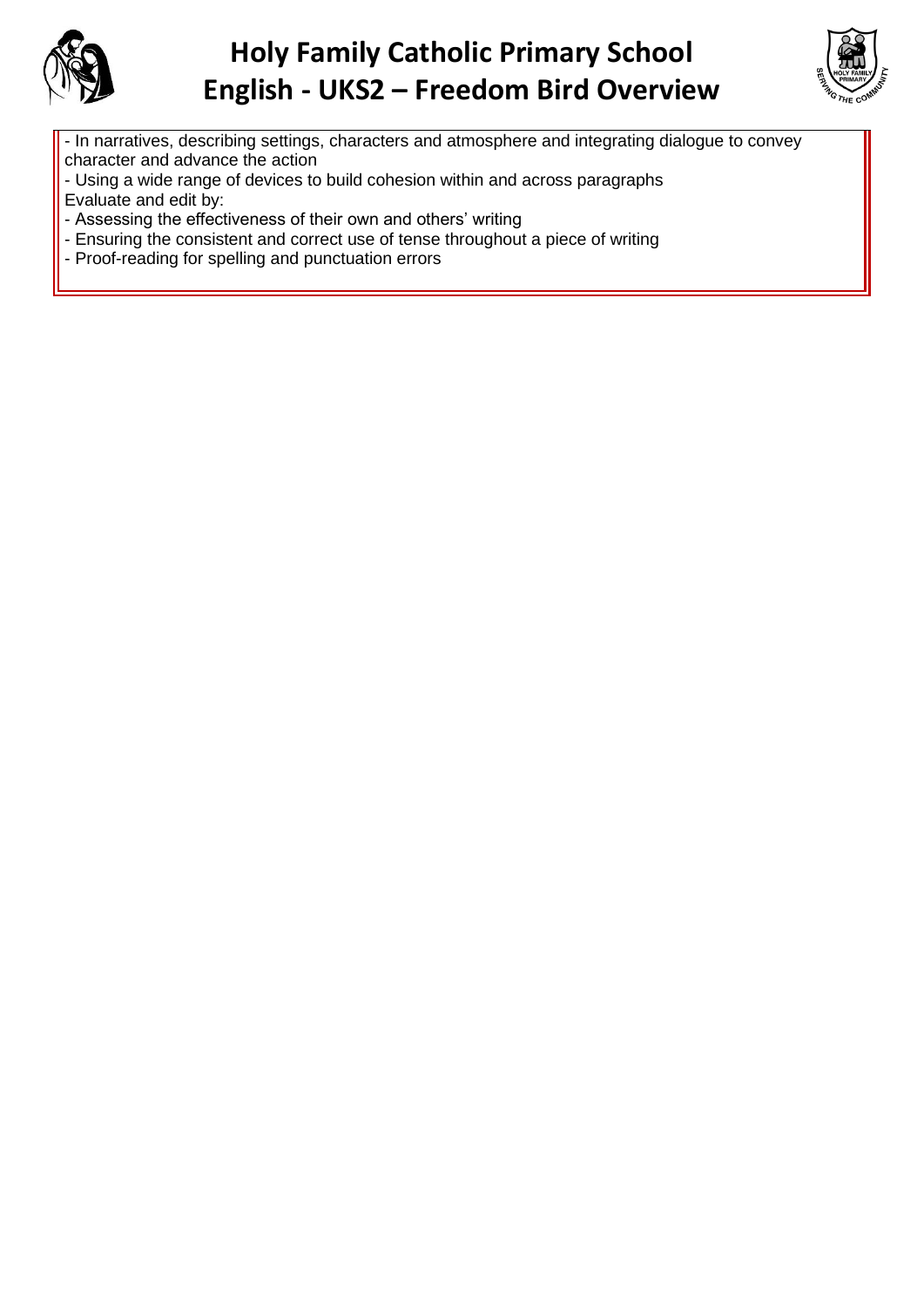- In narratives, describing settings, characters and atmosphere and integrating dialogue to convey character and advance the action
- Using a wide range of devices to build cohesion within and across paragraphs

Evaluate and edit by:
- Assessing the effectiveness of their own and others' writing
- Ensuring the consistent and correct use of tense throughout a piece of writing
- Proof-reading for spelling and punctuation errors